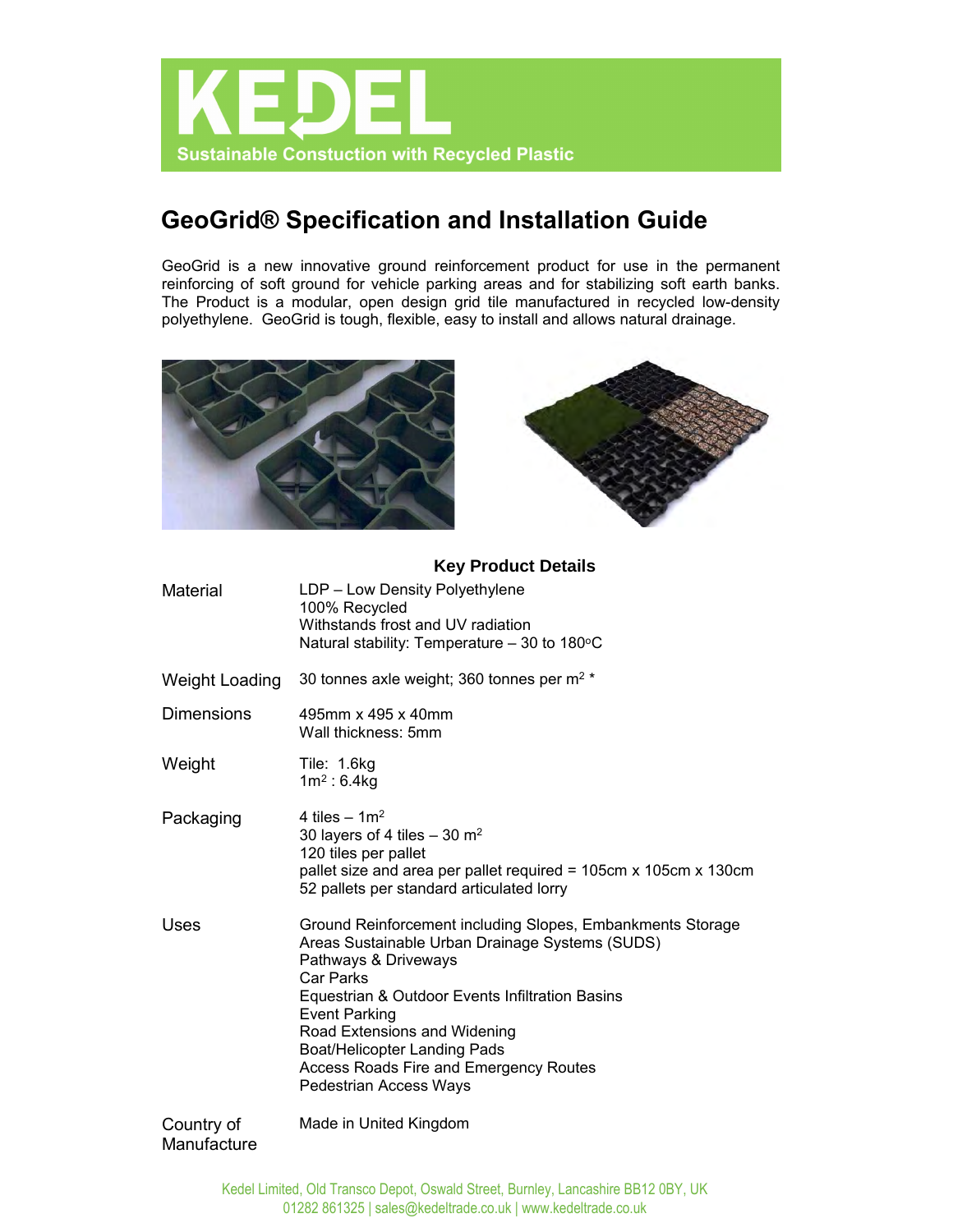# KEDEL

**Sustainable Constuction with Recycled Plastic**

## GeoGrid® Specification and Installation Guide

GeoGrid is a new innovative ground reinforcement product for use in the permanent reinforcing of soft ground for vehicle parking areas and for stabilizing soft earth banks. The Product is a modular, open design grid tile manufactured in recycled low-density polyethylene. GeoGrid is tough, flexible, easy to install and allows natural drainage.

### Key Product Details

| | |
|---|---|
| Material | LDP – Low Density Polyethylene<br>100% Recycled<br>Withstands frost and UV radiation<br>Natural stability: Temperature – 30 to 180°C |
| Weight Loading | 30 tonnes axle weight; 360 tonnes per $m^2$ * |
| Dimensions | 495mm x 495 x 40mm<br>Wall thickness: 5mm |
| Weight | Tile: 1.6kg<br>$1m^2$ : 6.4kg |
| Packaging | 4 tiles – $1m^2$<br>30 layers of 4 tiles – 30 $m^2$<br>120 tiles per pallet<br>pallet size and area per pallet required = 105cm x 105cm x 130cm<br>52 pallets per standard articulated lorry |
| Uses | Ground Reinforcement including Slopes, Embankments Storage Areas Sustainable Urban Drainage Systems (SUDS)<br>Pathways & Driveways<br>Car Parks<br>Equestrian & Outdoor Events Infiltration Basins<br>Event Parking<br>Road Extensions and Widening<br>Boat/Helicopter Landing Pads<br>Access Roads Fire and Emergency Routes<br>Pedestrian Access Ways |
| Country of Manufacture | Made in United Kingdom |

Kedel Limited, Old Transco Depot, Oswald Street, Burnley, Lancashire BB12 0BY, UK
01282 861325 | sales@kedeltrade.co.uk | www.kedeltrade.co.uk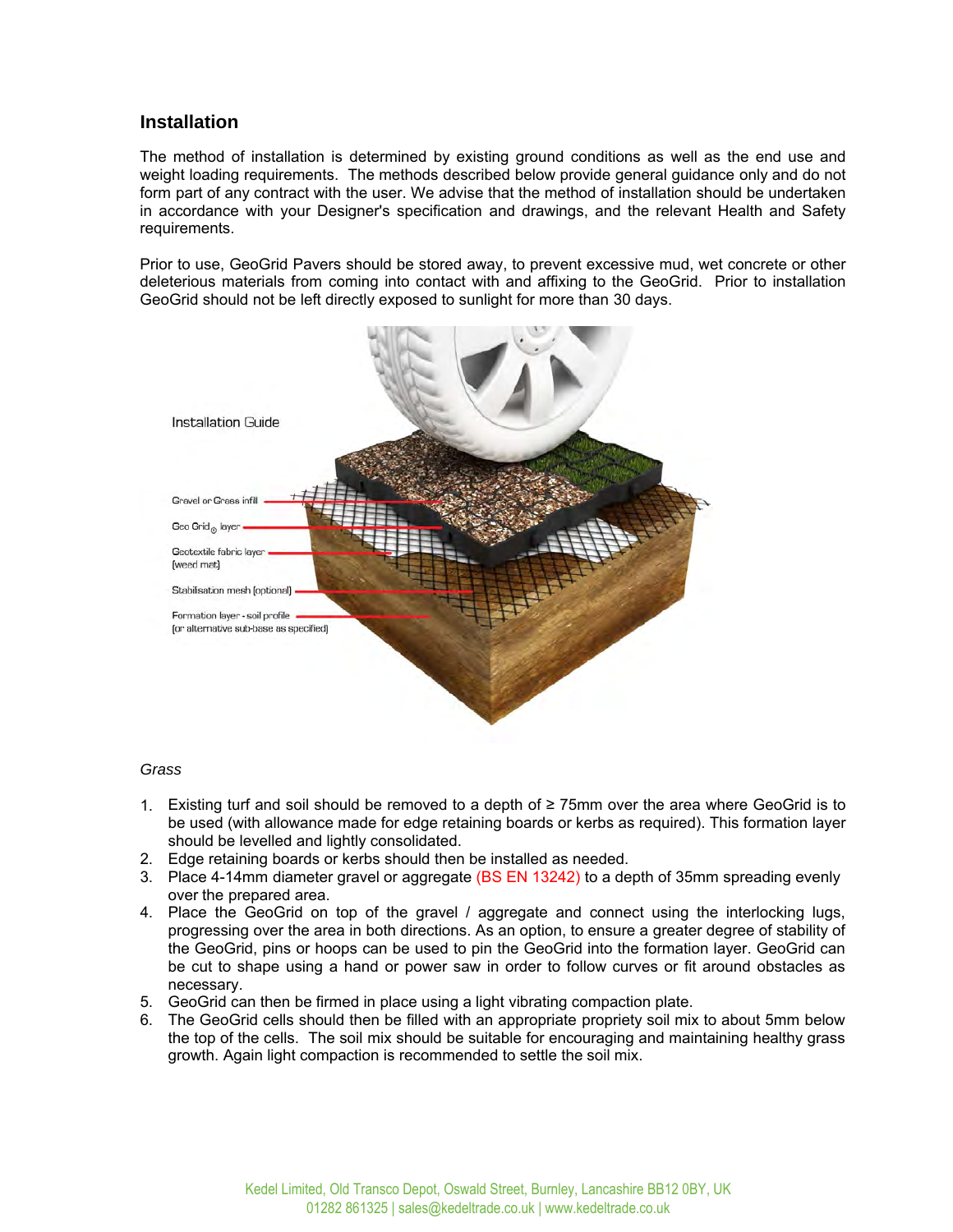## Installation

The method of installation is determined by existing ground conditions as well as the end use and weight loading requirements. The methods described below provide general guidance only and do not form part of any contract with the user. We advise that the method of installation should be undertaken in accordance with your Designer's specification and drawings, and the relevant Health and Safety requirements.

Prior to use, GeoGrid Pavers should be stored away, to prevent excessive mud, wet concrete or other deleterious materials from coming into contact with and affixing to the GeoGrid. Prior to installation GeoGrid should not be left directly exposed to sunlight for more than 30 days.

Installation Guide

- Gravel or Grass infill
- Geo Grid® layer
- Geotextile fabric layer (weed mat)
- Stabilisation mesh (optional)
- Formation layer - soil profile (or alternative sub-base as specified)

*Grass*

1. Existing turf and soil should be removed to a depth of ≥ 75mm over the area where GeoGrid is to be used (with allowance made for edge retaining boards or kerbs as required). This formation layer should be levelled and lightly consolidated.
2. Edge retaining boards or kerbs should then be installed as needed.
3. Place 4-14mm diameter gravel or aggregate (BS EN 13242) to a depth of 35mm spreading evenly over the prepared area.
4. Place the GeoGrid on top of the gravel / aggregate and connect using the interlocking lugs, progressing over the area in both directions. As an option, to ensure a greater degree of stability of the GeoGrid, pins or hoops can be used to pin the GeoGrid into the formation layer. GeoGrid can be cut to shape using a hand or power saw in order to follow curves or fit around obstacles as necessary.
5. GeoGrid can then be firmed in place using a light vibrating compaction plate.
6. The GeoGrid cells should then be filled with an appropriate propriety soil mix to about 5mm below the top of the cells. The soil mix should be suitable for encouraging and maintaining healthy grass growth. Again light compaction is recommended to settle the soil mix.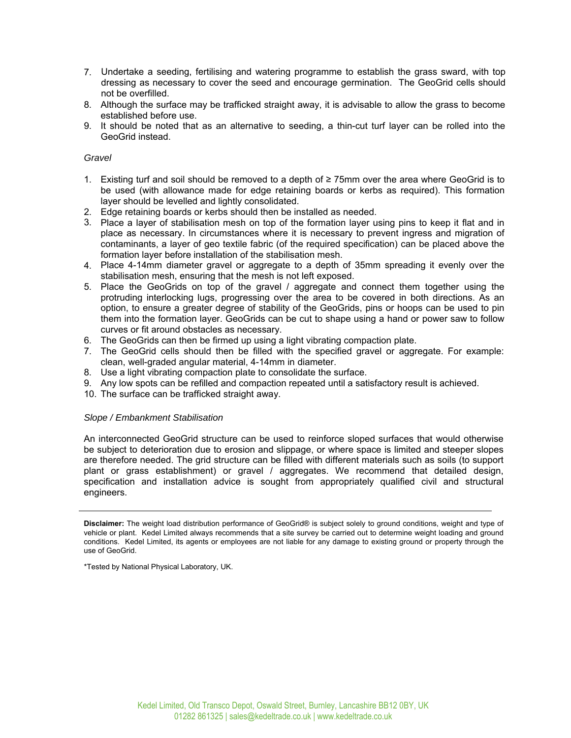7. Undertake a seeding, fertilising and watering programme to establish the grass sward, with top dressing as necessary to cover the seed and encourage germination. The GeoGrid cells should not be overfilled.
8. Although the surface may be trafficked straight away, it is advisable to allow the grass to become established before use.
9. It should be noted that as an alternative to seeding, a thin-cut turf layer can be rolled into the GeoGrid instead.

*Gravel*

1. Existing turf and soil should be removed to a depth of ≥ 75mm over the area where GeoGrid is to be used (with allowance made for edge retaining boards or kerbs as required). This formation layer should be levelled and lightly consolidated.
2. Edge retaining boards or kerbs should then be installed as needed.
3. Place a layer of stabilisation mesh on top of the formation layer using pins to keep it flat and in place as necessary. In circumstances where it is necessary to prevent ingress and migration of contaminants, a layer of geo textile fabric (of the required specification) can be placed above the formation layer before installation of the stabilisation mesh.
4. Place 4-14mm diameter gravel or aggregate to a depth of 35mm spreading it evenly over the stabilisation mesh, ensuring that the mesh is not left exposed.
5. Place the GeoGrids on top of the gravel / aggregate and connect them together using the protruding interlocking lugs, progressing over the area to be covered in both directions. As an option, to ensure a greater degree of stability of the GeoGrids, pins or hoops can be used to pin them into the formation layer. GeoGrids can be cut to shape using a hand or power saw to follow curves or fit around obstacles as necessary.
6. The GeoGrids can then be firmed up using a light vibrating compaction plate.
7. The GeoGrid cells should then be filled with the specified gravel or aggregate. For example: clean, well-graded angular material, 4-14mm in diameter.
8. Use a light vibrating compaction plate to consolidate the surface.
9. Any low spots can be refilled and compaction repeated until a satisfactory result is achieved.
10. The surface can be trafficked straight away.

*Slope / Embankment Stabilisation*

An interconnected GeoGrid structure can be used to reinforce sloped surfaces that would otherwise be subject to deterioration due to erosion and slippage, or where space is limited and steeper slopes are therefore needed. The grid structure can be filled with different materials such as soils (to support plant or grass establishment) or gravel / aggregates. We recommend that detailed design, specification and installation advice is sought from appropriately qualified civil and structural engineers.

---

**Disclaimer:** The weight load distribution performance of GeoGrid® is subject solely to ground conditions, weight and type of vehicle or plant. Kedel Limited always recommends that a site survey be carried out to determine weight loading and ground conditions. Kedel Limited, its agents or employees are not liable for any damage to existing ground or property through the use of GeoGrid.

*Tested by National Physical Laboratory, UK.

Kedel Limited, Old Transco Depot, Oswald Street, Burnley, Lancashire BB12 0BY, UK
01282 861325 | sales@kedeltrade.co.uk | www.kedeltrade.co.uk